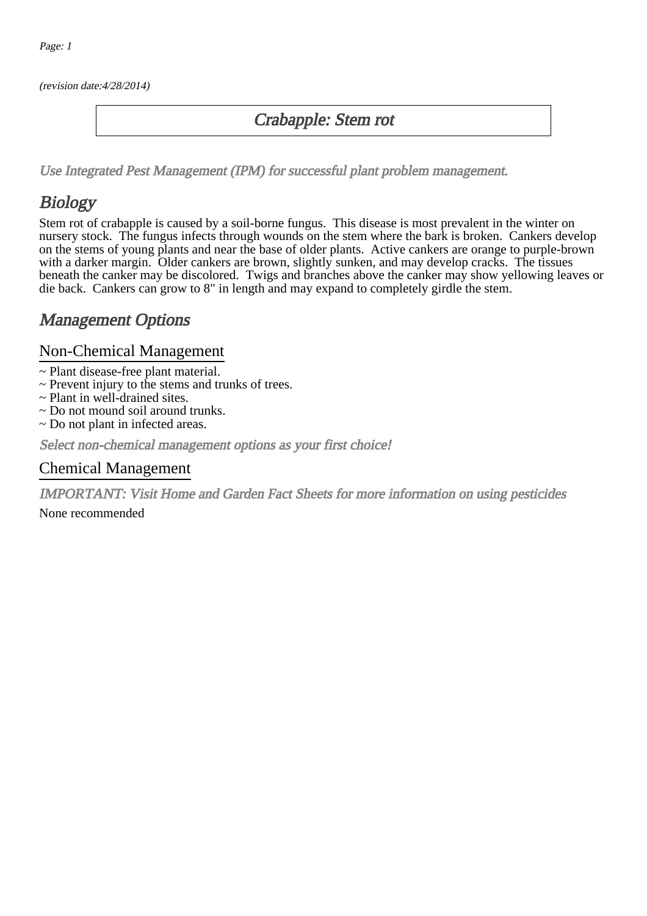(revision date:4/28/2014)

# Crabapple: Stem rot

*Use Integrated Pest Management (IPM) for successful plant problem management.*

## Biology

Stem rot of crabapple is caused by a soil-borne fungus. This disease is most prevalent in the winter on nursery stock. The fungus infects through wounds on the stem where the bark is broken. Cankers develop on the stems of young plants and near the base of older plants. Active cankers are orange to purple-brown with a darker margin. Older cankers are brown, slightly sunken, and may develop cracks. The tissues beneath the canker may be discolored. Twigs and branches above the canker may show yellowing leaves or die back. Cankers can grow to 8" in length and may expand to completely girdle the stem.

## Management Options

### Non-Chemical Management

~ Plant disease-free plant material.
~ Prevent injury to the stems and trunks of trees.
~ Plant in well-drained sites.
~ Do not mound soil around trunks.
~ Do not plant in infected areas.

*Select non-chemical management options as your first choice!*

### Chemical Management

*IMPORTANT: Visit Home and Garden Fact Sheets for more information on using pesticides*

None recommended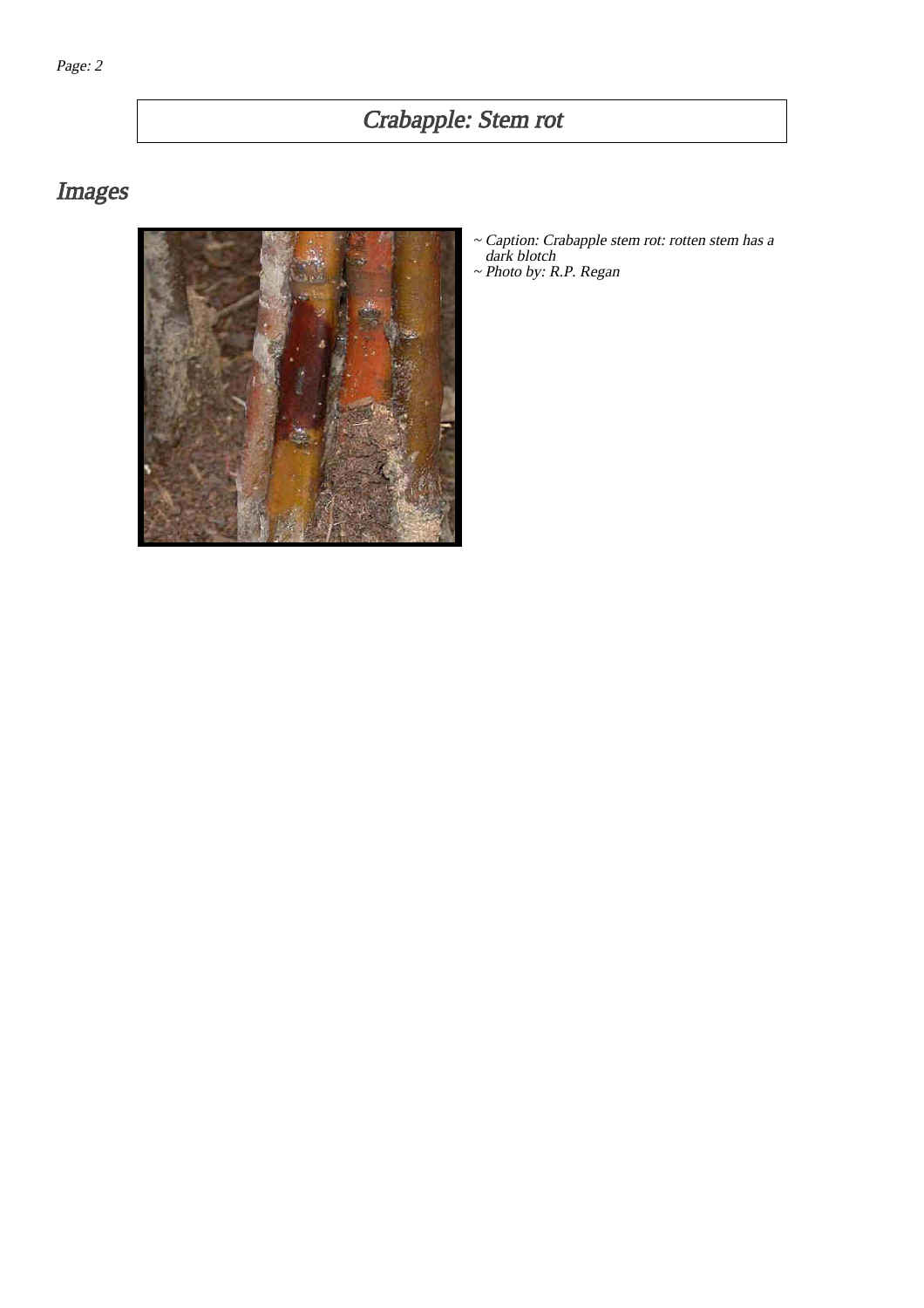# Crabapple: Stem rot

## Images

~ Caption: Crabapple stem rot: rotten stem has a dark blotch
~ Photo by: R.P. Regan